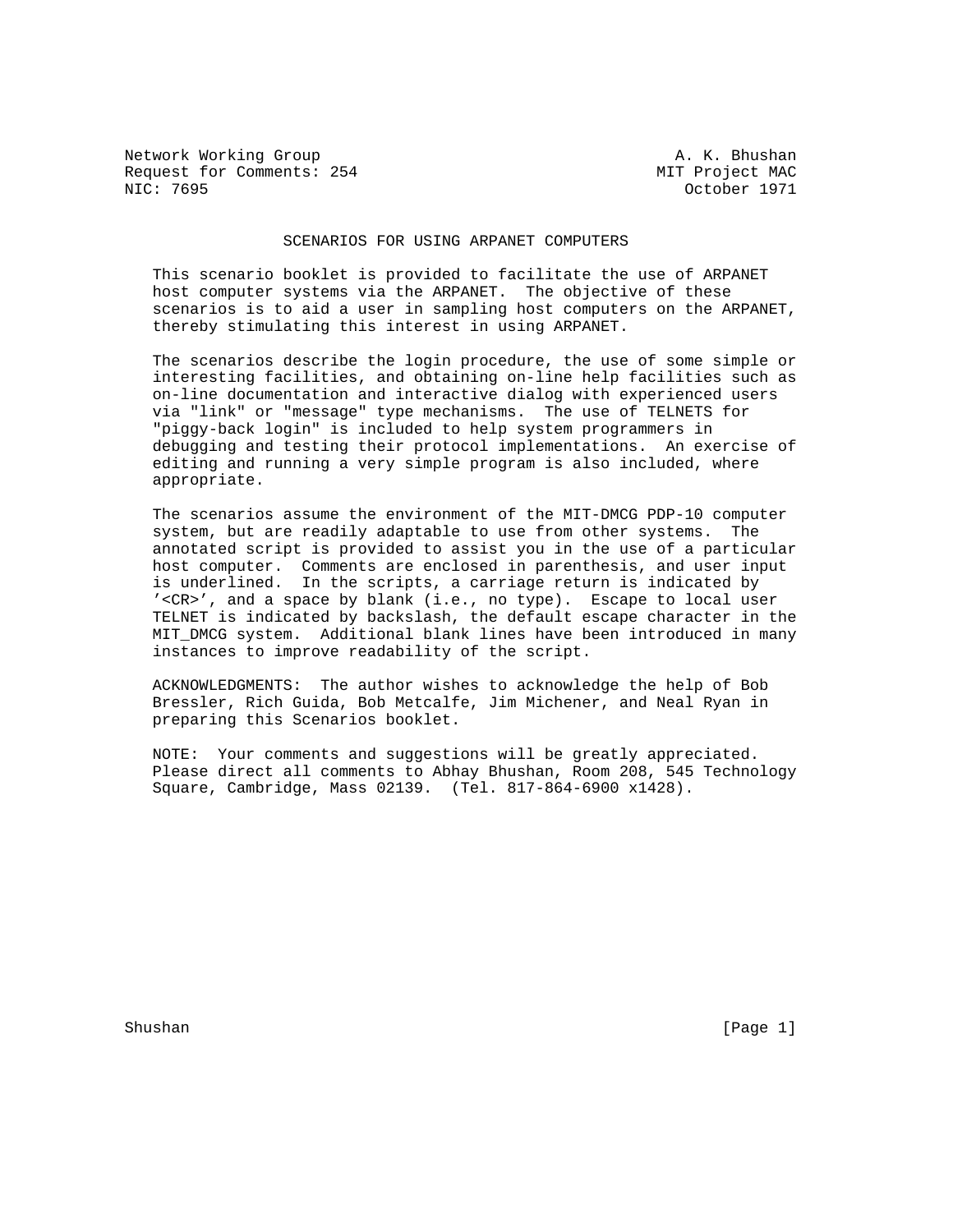Network Working Group A. K. Bhushan
Request for Comments: 254 MIT Project MAC
NIC: 7695 October 1971

# SCENARIOS FOR USING ARPANET COMPUTERS

This scenario booklet is provided to facilitate the use of ARPANET host computer systems via the ARPANET. The objective of these scenarios is to aid a user in sampling host computers on the ARPANET, thereby stimulating this interest in using ARPANET.

The scenarios describe the login procedure, the use of some simple or interesting facilities, and obtaining on-line help facilities such as on-line documentation and interactive dialog with experienced users via "link" or "message" type mechanisms. The use of TELNETS for "piggy-back login" is included to help system programmers in debugging and testing their protocol implementations. An exercise of editing and running a very simple program is also included, where appropriate.

The scenarios assume the environment of the MIT-DMCG PDP-10 computer system, but are readily adaptable to use from other systems. The annotated script is provided to assist you in the use of a particular host computer. Comments are enclosed in parenthesis, and user input is underlined. In the scripts, a carriage return is indicated by '<CR>', and a space by blank (i.e., no type). Escape to local user TELNET is indicated by backslash, the default escape character in the MIT_DMCG system. Additional blank lines have been introduced in many instances to improve readability of the script.

ACKNOWLEDGMENTS: The author wishes to acknowledge the help of Bob Bressler, Rich Guida, Bob Metcalfe, Jim Michener, and Neal Ryan in preparing this Scenarios booklet.

NOTE: Your comments and suggestions will be greatly appreciated. Please direct all comments to Abhay Bhushan, Room 208, 545 Technology Square, Cambridge, Mass 02139. (Tel. 817-864-6900 x1428).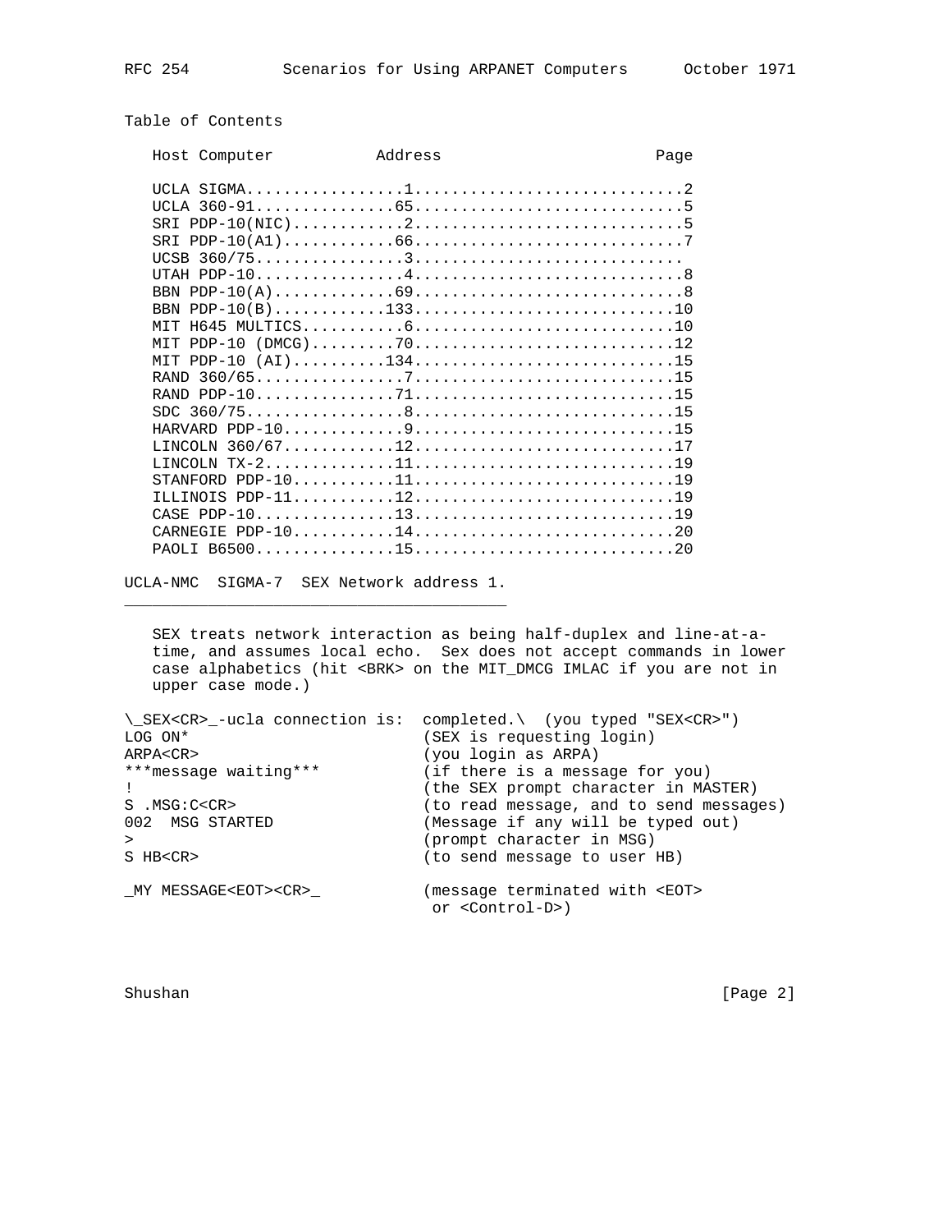Table of Contents

| Host Computer | Address | Page |
|---|---|---|
| UCLA SIGMA | 1 | 2 |
| UCLA 360-91 | 65 | 5 |
| SRI PDP-10(NIC) | 2 | 5 |
| SRI PDP-10(A1) | 66 | 7 |
| UCSB 360/75 | 3 | |
| UTAH PDP-10 | 4 | 8 |
| BBN PDP-10(A) | 69 | 8 |
| BBN PDP-10(B) | 133 | 10 |
| MIT H645 MULTICS | 6 | 10 |
| MIT PDP-10 (DMCG) | 70 | 12 |
| MIT PDP-10 (AI) | 134 | 15 |
| RAND 360/65 | 7 | 15 |
| RAND PDP-10 | 71 | 15 |
| SDC 360/75 | 8 | 15 |
| HARVARD PDP-10 | 9 | 15 |
| LINCOLN 360/67 | 12 | 17 |
| LINCOLN TX-2 | 11 | 19 |
| STANFORD PDP-10 | 11 | 19 |
| ILLINOIS PDP-11 | 12 | 19 |
| CASE PDP-10 | 13 | 19 |
| CARNEGIE PDP-10 | 14 | 20 |
| PAOLI B6500 | 15 | 20 |

## UCLA-NMC SIGMA-7 SEX Network address 1.

SEX treats network interaction as being half-duplex and line-at-a-time, and assumes local echo. Sex does not accept commands in lower case alphabetics (hit <BRK> on the MIT_DMCG IMLAC if you are not in upper case mode.)

```
\_SEX<CR>_-ucla connection is:  completed.\  (you typed "SEX<CR>")
LOG ON*                         (SEX is requesting login)
ARPA<CR>                        (you login as ARPA)
***message waiting***           (if there is a message for you)
!                               (the SEX prompt character in MASTER)
S .MSG:C<CR>                    (to read message, and to send messages)
002  MSG STARTED                (Message if any will be typed out)
>                               (prompt character in MSG)
S HB<CR>                        (to send message to user HB)

_MY MESSAGE<EOT><CR>_           (message terminated with <EOT>
                                 or <Control-D>)
```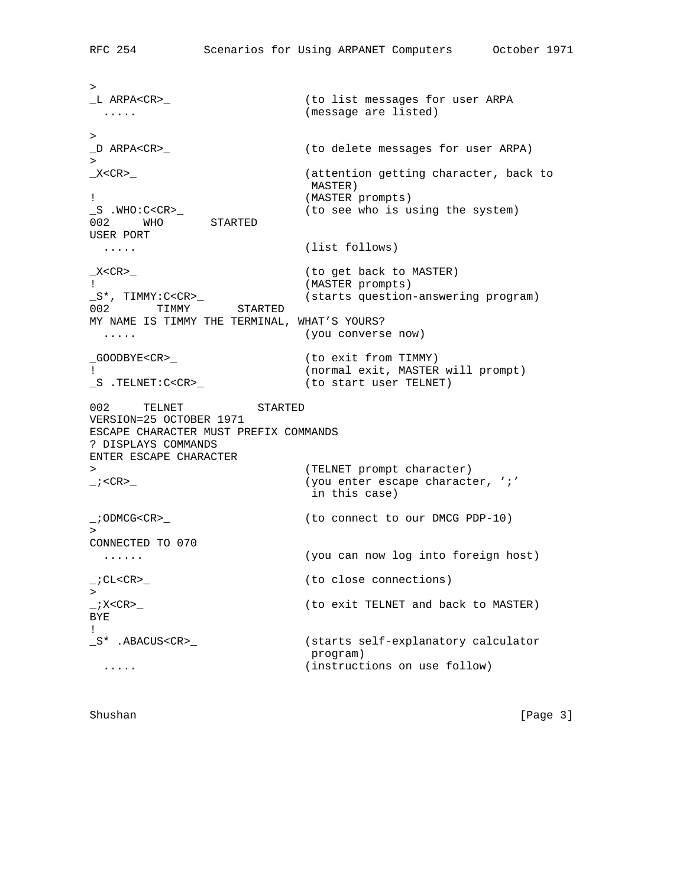```
>
_L ARPA<CR>_                    (to list messages for user ARPA
  .....                         (message are listed)

>
_D ARPA<CR>_                    (to delete messages for user ARPA)
>
_X<CR>_                         (attention getting character, back to
                                 MASTER)
!                               (MASTER prompts)
_S .WHO:C<CR>_                  (to see who is using the system)
002     WHO       STARTED
USER PORT
  .....                         (list follows)

_X<CR>_                         (to get back to MASTER)
!                               (MASTER prompts)
_S*, TIMMY:C<CR>_               (starts question-answering program)
002       TIMMY       STARTED
MY NAME IS TIMMY THE TERMINAL, WHAT'S YOURS?
  .....                         (you converse now)

_GOODBYE<CR>_                   (to exit from TIMMY)
!                               (normal exit, MASTER will prompt)
_S .TELNET:C<CR>_               (to start user TELNET)

002     TELNET          STARTED
VERSION=25 OCTOBER 1971
ESCAPE CHARACTER MUST PREFIX COMMANDS
? DISPLAYS COMMANDS
ENTER ESCAPE CHARACTER
>                               (TELNET prompt character)
_;<CR>_                         (you enter escape character, ';'
                                 in this case)

_;ODMCG<CR>_                    (to connect to our DMCG PDP-10)
>
CONNECTED TO 070
  ......                        (you can now log into foreign host)

_;CL<CR>_                       (to close connections)
>
_;X<CR>_                        (to exit TELNET and back to MASTER)
BYE
!
_S* .ABACUS<CR>_                (starts self-explanatory calculator
                                 program)
  .....                         (instructions on use follow)
```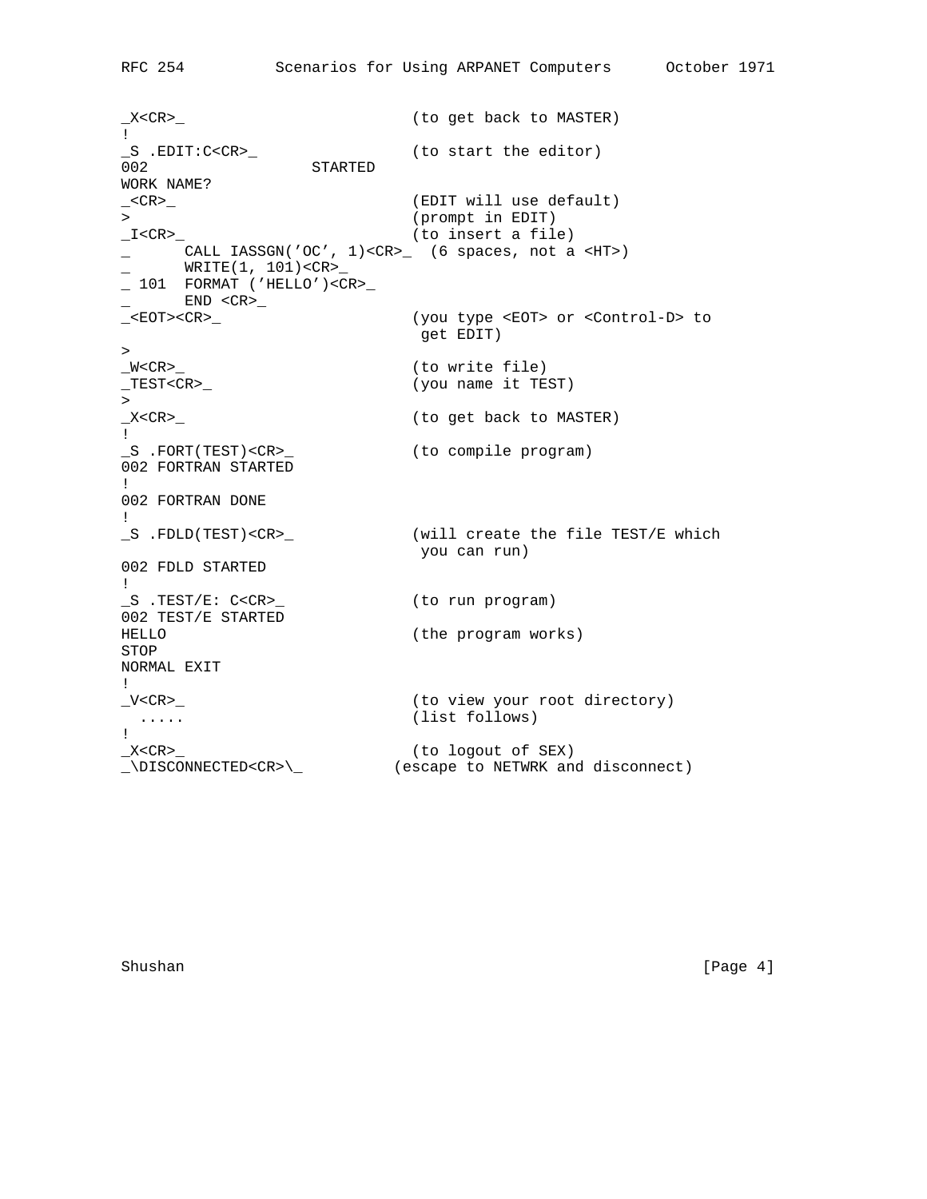```
_X<CR>_                          (to get back to MASTER)
!
_S .EDIT:C<CR>_                  (to start the editor)
002               STARTED
WORK NAME?
_<CR>_                           (EDIT will use default)
>                                (prompt in EDIT)
_I<CR>_                          (to insert a file)
_      CALL IASSGN('OC', 1)<CR>_  (6 spaces, not a <HT>)
_      WRITE(1, 101)<CR>_
_ 101  FORMAT ('HELLO')<CR>_
_      END <CR>_
_<EOT><CR>_                      (you type <EOT> or <Control-D> to
                                  get EDIT)
>
_W<CR>_                          (to write file)
_TEST<CR>_                       (you name it TEST)
>
_X<CR>_                          (to get back to MASTER)
!
_S .FORT(TEST)<CR>_              (to compile program)
002 FORTRAN STARTED
!
002 FORTRAN DONE
!
_S .FDLD(TEST)<CR>_              (will create the file TEST/E which
                                  you can run)
002 FDLD STARTED
!
_S .TEST/E: C<CR>_               (to run program)
002 TEST/E STARTED
HELLO                            (the program works)
STOP
NORMAL EXIT
!
_V<CR>_                          (to view your root directory)
  .....                          (list follows)
!
_X<CR>_                          (to logout of SEX)
_\DISCONNECTED<CR>\_           (escape to NETWRK and disconnect)
```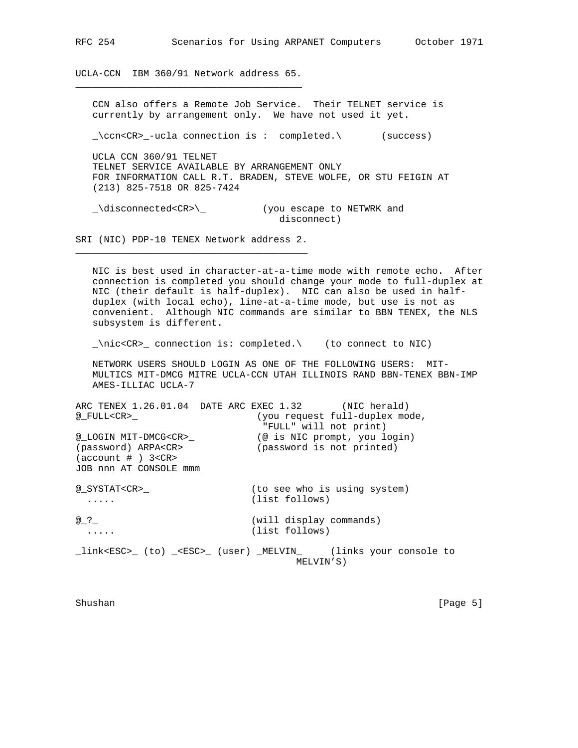UCLA-CCN  IBM 360/91 Network address 65.

---

CCN also offers a Remote Job Service.  Their TELNET service is currently by arrangement only.  We have not used it yet.

```
_\ccn<CR>_-ucla connection is :  completed.\       (success)

UCLA CCN 360/91 TELNET
TELNET SERVICE AVAILABLE BY ARRANGEMENT ONLY
FOR INFORMATION CALL R.T. BRADEN, STEVE WOLFE, OR STU FEIGIN AT
(213) 825-7518 OR 825-7424

_\disconnected<CR>\_          (you escape to NETWRK and
                                 disconnect)
```

SRI (NIC) PDP-10 TENEX Network address 2.

---

NIC is best used in character-at-a-time mode with remote echo.  After connection is completed you should change your mode to full-duplex at NIC (their default is half-duplex).  NIC can also be used in half-duplex (with local echo), line-at-a-time mode, but use is not as convenient.  Although NIC commands are similar to BBN TENEX, the NLS subsystem is different.

```
_\nic<CR>_ connection is: completed.\    (to connect to NIC)

NETWORK USERS SHOULD LOGIN AS ONE OF THE FOLLOWING USERS:  MIT-
MULTICS MIT-DMCG MITRE UCLA-CCN UTAH ILLINOIS RAND BBN-TENEX BBN-IMP
AMES-ILLIAC UCLA-7

ARC TENEX 1.26.01.04  DATE ARC EXEC 1.32       (NIC herald)
@_FULL<CR>_                    (you request full-duplex mode,
                                "FULL" will not print)
@_LOGIN MIT-DMCG<CR>_          (@ is NIC prompt, you login)
(password) ARPA<CR>            (password is not printed)
(account # ) 3<CR>
JOB nnn AT CONSOLE mmm

@_SYSTAT<CR>_                 (to see who is using system)
  .....                       (list follows)

@_?_                          (will display commands)
  .....                       (list follows)

_link<ESC>_ (to) _<ESC>_ (user) _MELVIN_     (links your console to
                                        MELVIN'S)
```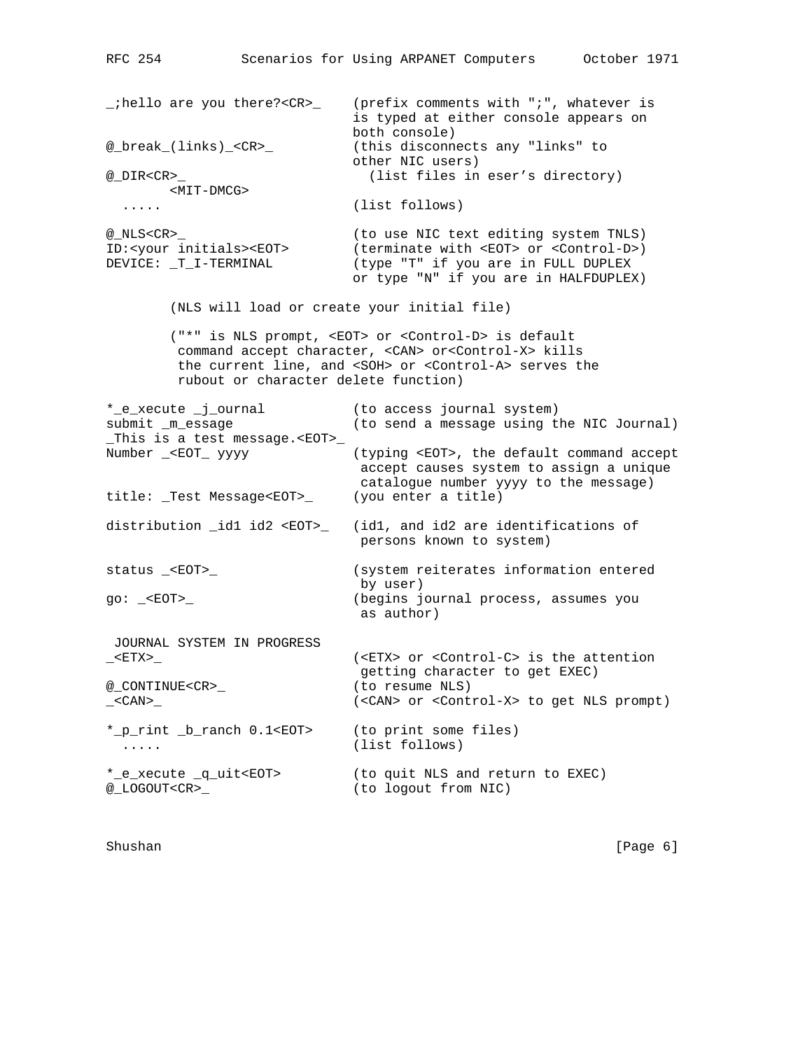```
_;hello are you there?<CR>_    (prefix comments with ";", whatever is
                               is typed at either console appears on
                               both console)
@_break_(links)_<CR>_          (this disconnects any "links" to
                               other NIC users)
@_DIR<CR>_                       (list files in eser's directory)
        <MIT-DMCG>
  .....                        (list follows)

@_NLS<CR>_                     (to use NIC text editing system TNLS)
ID:<your initials><EOT>        (terminate with <EOT> or <Control-D>)
DEVICE: _T_I-TERMINAL          (type "T" if you are in FULL DUPLEX
                               or type "N" if you are in HALFDUPLEX)

        (NLS will load or create your initial file)

        ("*" is NLS prompt, <EOT> or <Control-D> is default
         command accept character, <CAN> or<Control-X> kills
         the current line, and <SOH> or <Control-A> serves the
         rubout or character delete function)

*_e_xecute _j_ournal           (to access journal system)
submit _m_essage               (to send a message using the NIC Journal)
_This is a test message.<EOT>_
Number _<EOT_ yyyy             (typing <EOT>, the default command accept
                                accept causes system to assign a unique
                                catalogue number yyyy to the message)
title: _Test Message<EOT>_     (you enter a title)

distribution _id1 id2 <EOT>_   (id1, and id2 are identifications of
                                persons known to system)

status _<EOT>_                 (system reiterates information entered
                                by user)
go: _<EOT>_                    (begins journal process, assumes you
                                as author)

 JOURNAL SYSTEM IN PROGRESS
_<ETX>_                        (<ETX> or <Control-C> is the attention
                                getting character to get EXEC)
@_CONTINUE<CR>_                (to resume NLS)
_<CAN>_                        (<CAN> or <Control-X> to get NLS prompt)

*_p_rint _b_ranch 0.1<EOT>     (to print some files)
  .....                        (list follows)

*_e_xecute _q_uit<EOT>         (to quit NLS and return to EXEC)
@_LOGOUT<CR>_                  (to logout from NIC)
```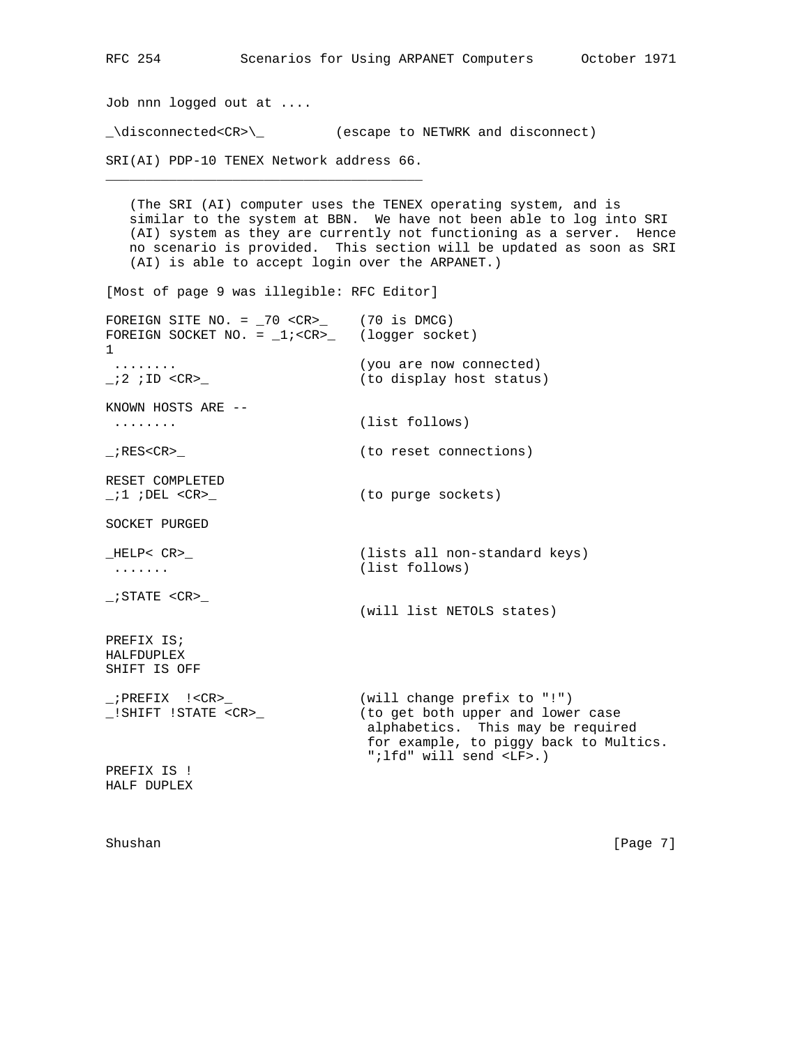Job nnn logged out at ....

```
_\disconnected<CR>\_         (escape to NETWRK and disconnect)
```

SRI(AI) PDP-10 TENEX Network address 66.

(The SRI (AI) computer uses the TENEX operating system, and is similar to the system at BBN. We have not been able to log into SRI (AI) system as they are currently not functioning as a server. Hence no scenario is provided. This section will be updated as soon as SRI (AI) is able to accept login over the ARPANET.)

[Most of page 9 was illegible: RFC Editor]

```
FOREIGN SITE NO. = _70 <CR>_    (70 is DMCG)
FOREIGN SOCKET NO. = _1;<CR>_   (logger socket)
1
 ........                       (you are now connected)
_;2 ;ID <CR>_                   (to display host status)

KNOWN HOSTS ARE --
 ........                       (list follows)

_;RES<CR>_                      (to reset connections)

RESET COMPLETED
_;1 ;DEL <CR>_                  (to purge sockets)

SOCKET PURGED

_HELP< CR>_                     (lists all non-standard keys)
 .......                        (list follows)

_;STATE <CR>_
                                (will list NETOLS states)

PREFIX IS;
HALFDUPLEX
SHIFT IS OFF

_;PREFIX  !<CR>_                (will change prefix to "!")
_!SHIFT !STATE <CR>_            (to get both upper and lower case
                                 alphabetics.  This may be required
                                 for example, to piggy back to Multics.
                                 ";lfd" will send <LF>.)
PREFIX IS !
HALF DUPLEX
```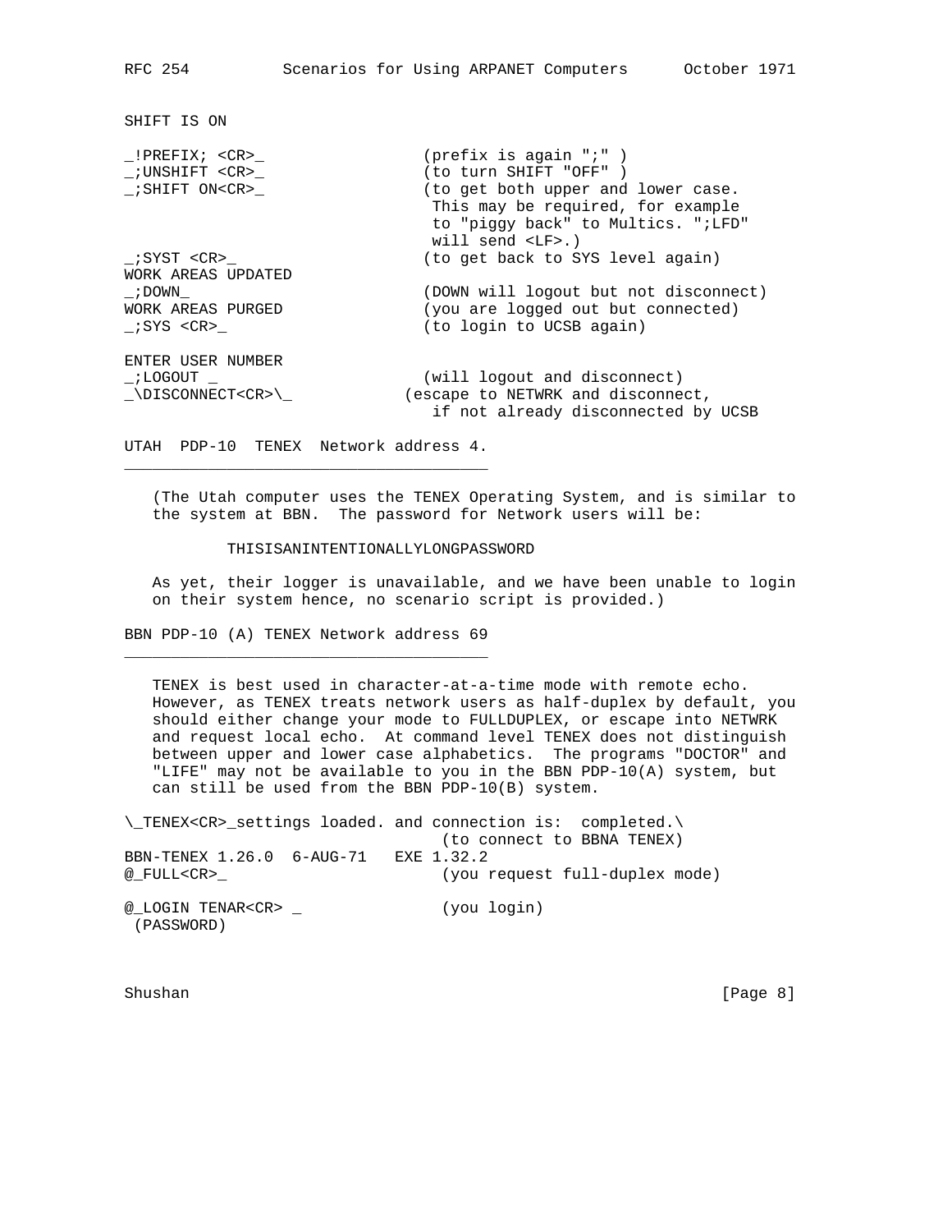```
SHIFT IS ON

_!PREFIX; <CR>_               (prefix is again ";" )
_;UNSHIFT <CR>_               (to turn SHIFT "OFF" )
_;SHIFT ON<CR>_               (to get both upper and lower case.
                               This may be required, for example
                               to "piggy back" to Multics. ";LFD"
                               will send <LF>.)
_;SYST <CR>_                  (to get back to SYS level again)
WORK AREAS UPDATED
_;DOWN_                       (DOWN will logout but not disconnect)
WORK AREAS PURGED             (you are logged out but connected)
_;SYS <CR>_                   (to login to UCSB again)

ENTER USER NUMBER
_;LOGOUT _                    (will logout and disconnect)
_\DISCONNECT<CR>\_          (escape to NETWRK and disconnect,
                               if not already disconnected by UCSB
```

UTAH  PDP-10  TENEX  Network address 4.

(The Utah computer uses the TENEX Operating System, and is similar to the system at BBN. The password for Network users will be:

THISISANINTENTIONALLYLONGPASSWORD

As yet, their logger is unavailable, and we have been unable to login on their system hence, no scenario script is provided.)

BBN PDP-10 (A) TENEX Network address 69

TENEX is best used in character-at-a-time mode with remote echo. However, as TENEX treats network users as half-duplex by default, you should either change your mode to FULLDUPLEX, or escape into NETWRK and request local echo. At command level TENEX does not distinguish between upper and lower case alphabetics. The programs "DOCTOR" and "LIFE" may not be available to you in the BBN PDP-10(A) system, but can still be used from the BBN PDP-10(B) system.

```
\_TENEX<CR>_settings loaded. and connection is:  completed.\
                                (to connect to BBNA TENEX)
BBN-TENEX 1.26.0  6-AUG-71   EXE 1.32.2
@_FULL<CR>_                     (you request full-duplex mode)

@_LOGIN TENAR<CR> _             (you login)
 (PASSWORD)
```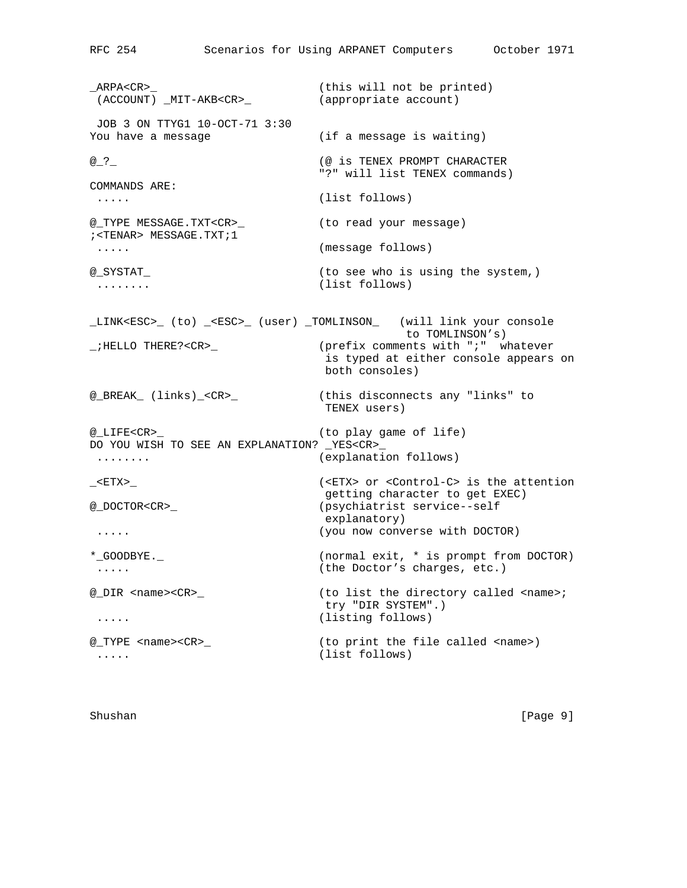```
_ARPA<CR>_                          (this will not be printed)
 (ACCOUNT) _MIT-AKB<CR>_            (appropriate account)

 JOB 3 ON TTYG1 10-OCT-71 3:30
You have a message                  (if a message is waiting)

@_?_                                (@ is TENEX PROMPT CHARACTER
                                    "?" will list TENEX commands)
COMMANDS ARE:
 .....                              (list follows)

@_TYPE MESSAGE.TXT<CR>_             (to read your message)
;<TENAR> MESSAGE.TXT;1
 .....                              (message follows)

@_SYSTAT_                           (to see who is using the system,)
 ........                           (list follows)


_LINK<ESC>_ (to) _<ESC>_ (user) _TOMLINSON_   (will link your console
                                                to TOMLINSON's)
_;HELLO THERE?<CR>_                 (prefix comments with ";"  whatever
                                     is typed at either console appears on
                                     both consoles)

@_BREAK_ (links)_<CR>_              (this disconnects any "links" to
                                     TENEX users)

@_LIFE<CR>_                         (to play game of life)
DO YOU WISH TO SEE AN EXPLANATION? _YES<CR>_
 ........                           (explanation follows)

_<ETX>_                             (<ETX> or <Control-C> is the attention
                                     getting character to get EXEC)
@_DOCTOR<CR>_                       (psychiatrist service--self
                                     explanatory)
 .....                              (you now converse with DOCTOR)

*_GOODBYE._                         (normal exit, * is prompt from DOCTOR)
 .....                              (the Doctor's charges, etc.)

@_DIR <name><CR>_                   (to list the directory called <name>;
                                     try "DIR SYSTEM".)
 .....                              (listing follows)

@_TYPE <name><CR>_                  (to print the file called <name>)
 .....                              (list follows)
```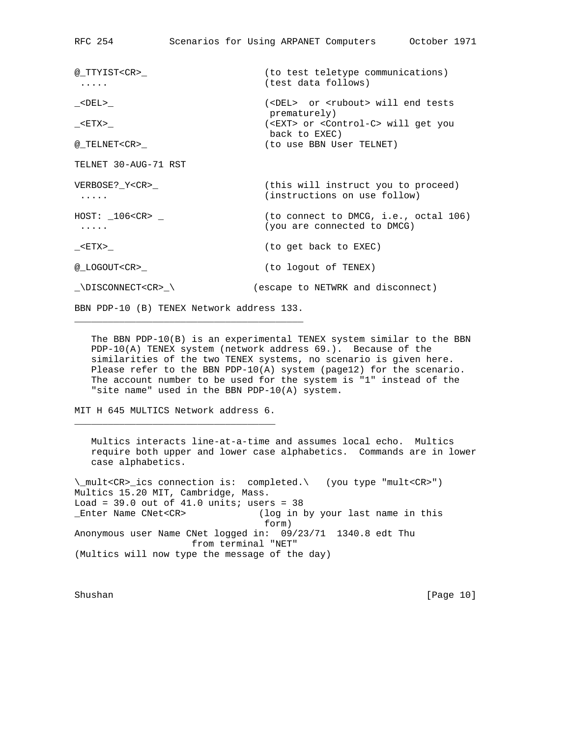```
@_TTYIST<CR>_                   (to test teletype communications)
 .....                          (test data follows)

_<DEL>_                         (<DEL>  or <rubout> will end tests
                                 prematurely)
_<ETX>_                         (<EXT> or <Control-C> will get you
                                 back to EXEC)
@_TELNET<CR>_                   (to use BBN User TELNET)

TELNET 30-AUG-71 RST

VERBOSE?_Y<CR>_                 (this will instruct you to proceed)
 .....                          (instructions on use follow)

HOST: _106<CR> _                (to connect to DMCG, i.e., octal 106)
 .....                          (you are connected to DMCG)

_<ETX>_                         (to get back to EXEC)

@_LOGOUT<CR>_                   (to logout of TENEX)

_\DISCONNECT<CR>_\             (escape to NETWRK and disconnect)
```

BBN PDP-10 (B) TENEX Network address 133.

The BBN PDP-10(B) is an experimental TENEX system similar to the BBN PDP-10(A) TENEX system (network address 69.). Because of the similarities of the two TENEX systems, no scenario is given here. Please refer to the BBN PDP-10(A) system (page12) for the scenario. The account number to be used for the system is "1" instead of the "site name" used in the BBN PDP-10(A) system.

MIT H 645 MULTICS Network address 6.

Multics interacts line-at-a-time and assumes local echo. Multics require both upper and lower case alphabetics. Commands are in lower case alphabetics.

```
\_mult<CR>_ics connection is:  completed.\   (you type "mult<CR>")
Multics 15.20 MIT, Cambridge, Mass.
Load = 39.0 out of 41.0 units; users = 38
_Enter Name CNet<CR>           (log in by your last name in this
                                form)
Anonymous user Name CNet logged in:  09/23/71  1340.8 edt Thu
                    from terminal "NET"
(Multics will now type the message of the day)
```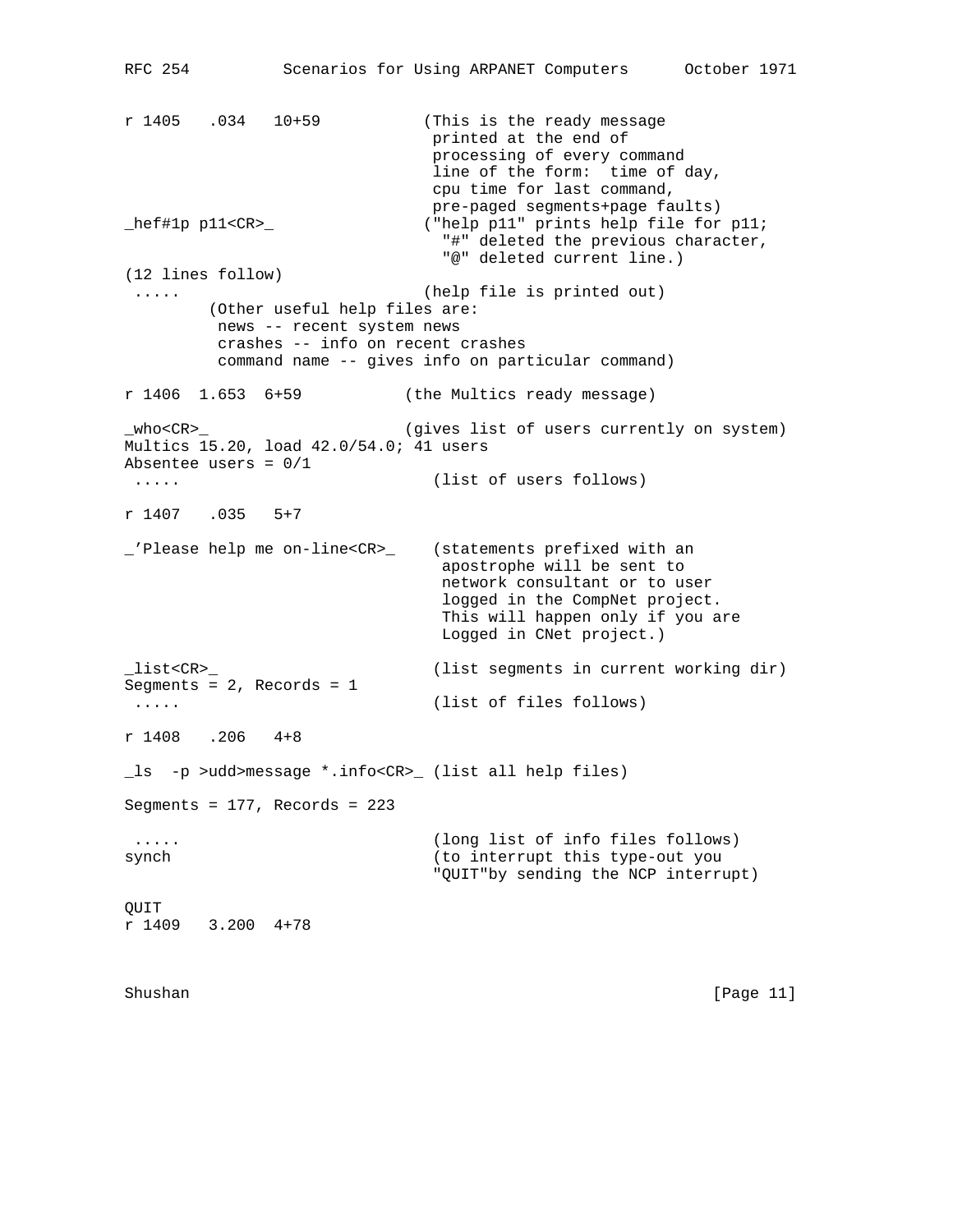```
r 1405   .034   10+59           (This is the ready message
                                 printed at the end of
                                 processing of every command
                                 line of the form:  time of day,
                                 cpu time for last command,
                                 pre-paged segments+page faults)
_hef#1p p11<CR>_                ("help p11" prints help file for p11;
                                   "#" deleted the previous character,
                                   "@" deleted current line.)
(12 lines follow)
 .....                          (help file is printed out)
         (Other useful help files are:
          news -- recent system news
          crashes -- info on recent crashes
          command name -- gives info on particular command)

r 1406  1.653  6+59           (the Multics ready message)

_who<CR>_                     (gives list of users currently on system)
Multics 15.20, load 42.0/54.0; 41 users
Absentee users = 0/1
 .....                           (list of users follows)

r 1407   .035   5+7

_'Please help me on-line<CR>_    (statements prefixed with an
                                  apostrophe will be sent to
                                  network consultant or to user
                                  logged in the CompNet project.
                                  This will happen only if you are
                                  Logged in CNet project.)

_list<CR>_                       (list segments in current working dir)
Segments = 2, Records = 1
 .....                           (list of files follows)

r 1408   .206   4+8

_ls  -p >udd>message *.info<CR>_ (list all help files)

Segments = 177, Records = 223

 .....                           (long list of info files follows)
synch                            (to interrupt this type-out you
                                 "QUIT"by sending the NCP interrupt)

QUIT
r 1409   3.200  4+78
```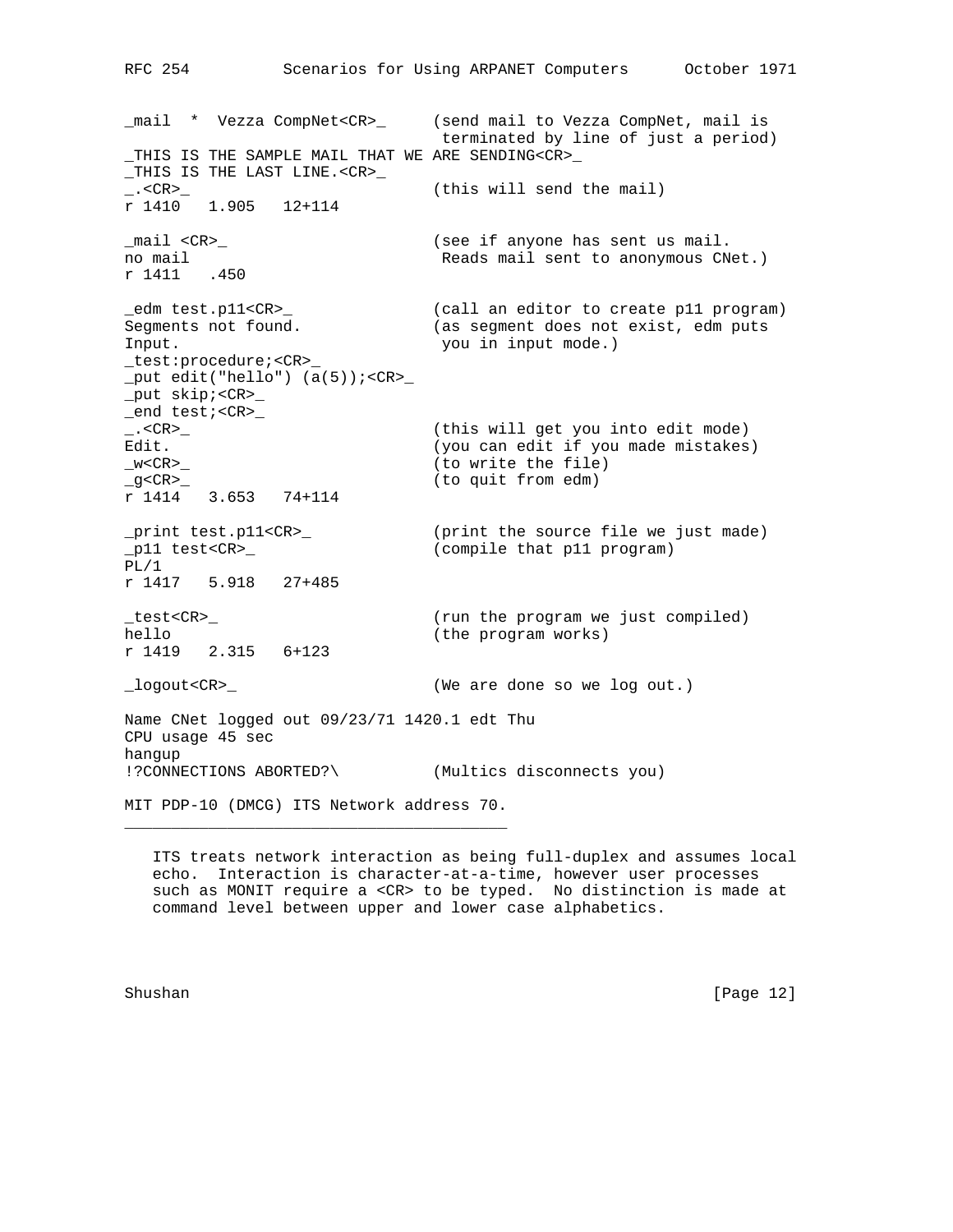```
_mail  *  Vezza CompNet<CR>_     (send mail to Vezza CompNet, mail is
                                  terminated by line of just a period)
_THIS IS THE SAMPLE MAIL THAT WE ARE SENDING<CR>_
_THIS IS THE LAST LINE.<CR>_
_.<CR>_                          (this will send the mail)
r 1410   1.905   12+114

_mail <CR>_                      (see if anyone has sent us mail.
no mail                           Reads mail sent to anonymous CNet.)
r 1411   .450

_edm test.p11<CR>_               (call an editor to create p11 program)
Segments not found.              (as segment does not exist, edm puts
Input.                            you in input mode.)
_test:procedure;<CR>_
_put edit("hello") (a(5));<CR>_
_put skip;<CR>_
_end test;<CR>_
_.<CR>_                          (this will get you into edit mode)
Edit.                            (you can edit if you made mistakes)
_w<CR>_                          (to write the file)
_g<CR>_                          (to quit from edm)
r 1414   3.653   74+114

_print test.p11<CR>_             (print the source file we just made)
_p11 test<CR>_                   (compile that p11 program)
PL/1
r 1417   5.918   27+485

_test<CR>_                       (run the program we just compiled)
hello                            (the program works)
r 1419   2.315   6+123

_logout<CR>_                     (We are done so we log out.)

Name CNet logged out 09/23/71 1420.1 edt Thu
CPU usage 45 sec
hangup
!?CONNECTIONS ABORTED?\          (Multics disconnects you)
```

MIT PDP-10 (DMCG) ITS Network address 70.

ITS treats network interaction as being full-duplex and assumes local echo. Interaction is character-at-a-time, however user processes such as MONIT require a <CR> to be typed. No distinction is made at command level between upper and lower case alphabetics.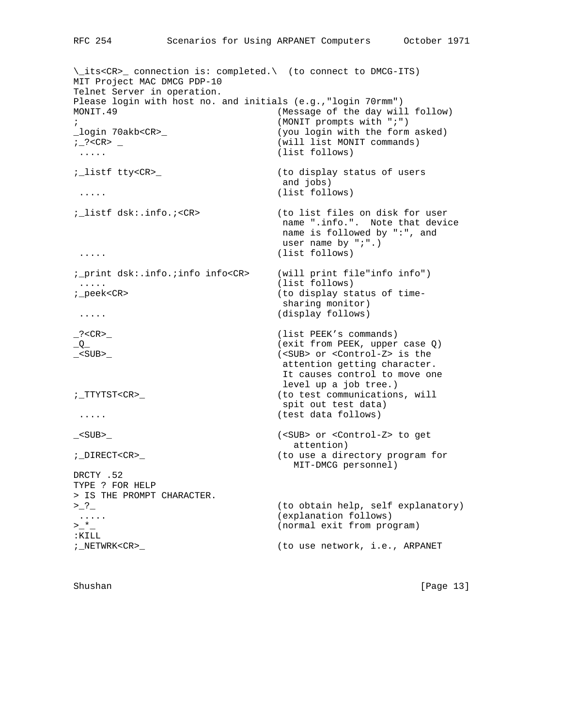```
\_its<CR>_ connection is: completed.\  (to connect to DMCG-ITS)
MIT Project MAC DMCG PDP-10
Telnet Server in operation.
Please login with host no. and initials (e.g.,"login 70rmm")
MONIT.49                            (Message of the day will follow)
;                                   (MONIT prompts with ";")
_login 70akb<CR>_                   (you login with the form asked)
;_?<CR> _                           (will list MONIT commands)
 .....                              (list follows)

;_listf tty<CR>_                    (to display status of users
                                     and jobs)
 .....                              (list follows)

;_listf dsk:.info.;<CR>             (to list files on disk for user
                                     name ".info.".  Note that device
                                     name is followed by ":", and
                                     user name by ";".)
 .....                              (list follows)

;_print dsk:.info.;info info<CR>    (will print file"info info")
 .....                              (list follows)
;_peek<CR>                          (to display status of time-
                                     sharing monitor)
 .....                              (display follows)

_?<CR>_                             (list PEEK's commands)
_Q_                                 (exit from PEEK, upper case Q)
_<SUB>_                             (<SUB> or <Control-Z> is the
                                     attention getting character.
                                     It causes control to move one
                                     level up a job tree.)
;_TTYTST<CR>_                       (to test communications, will
                                     spit out test data)
 .....                              (test data follows)

_<SUB>_                             (<SUB> or <Control-Z> to get
                                       attention)
;_DIRECT<CR>_                       (to use a directory program for
                                       MIT-DMCG personnel)
DRCTY .52
TYPE ? FOR HELP
> IS THE PROMPT CHARACTER.
>_?_                                (to obtain help, self explanatory)
 .....                              (explanation follows)
>_*_                                (normal exit from program)
:KILL
;_NETWRK<CR>_                       (to use network, i.e., ARPANET
```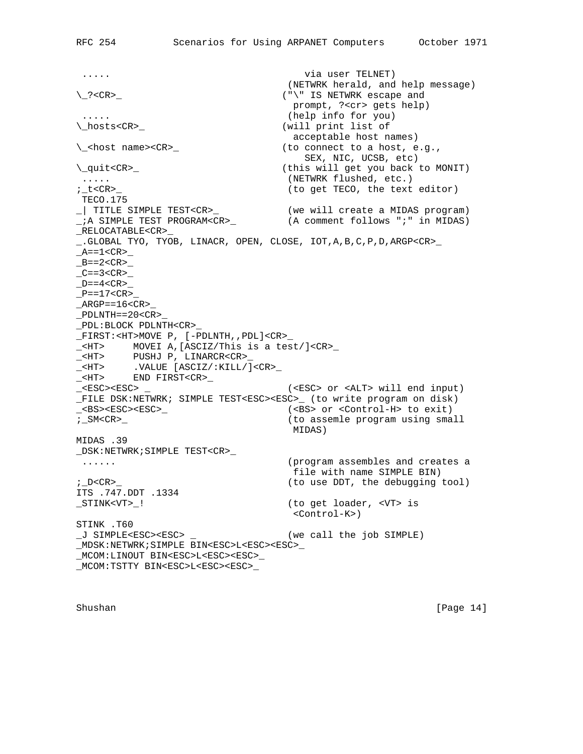```
 .....                                  via user TELNET)
                                    (NETWRK herald, and help message)
\_?<CR>_                           ("\" IS NETWRK escape and
                                     prompt, ?<cr> gets help)
 .....                              (help info for you)
\_hosts<CR>_                       (will print list of
                                     acceptable host names)
\_<host name><CR>_                 (to connect to a host, e.g.,
                                       SEX, NIC, UCSB, etc)
\_quit<CR>_                        (this will get you back to MONIT)
 .....                              (NETWRK flushed, etc.)
;_t<CR>_                            (to get TECO, the text editor)
 TECO.175
_| TITLE SIMPLE TEST<CR>_           (we will create a MIDAS program)
_;A SIMPLE TEST PROGRAM<CR>_        (A comment follows ";" in MIDAS)
_RELOCATABLE<CR>_
_.GLOBAL TYO, TYOB, LINACR, OPEN, CLOSE, IOT,A,B,C,P,D,ARGP<CR>_
_A==1<CR>_
_B==2<CR>_
_C==3<CR>_
_D==4<CR>_
_P==17<CR>_
_ARGP==16<CR>_
_PDLNTH==20<CR>_
_PDL:BLOCK PDLNTH<CR>_
_FIRST:<HT>MOVE P, [-PDLNTH,,PDL]<CR>_
_<HT>     MOVEI A,[ASCIZ/This is a test/]<CR>_
_<HT>     PUSHJ P, LINARCR<CR>_
_<HT>     .VALUE [ASCIZ/:KILL/]<CR>_
_<HT>     END FIRST<CR>_
_<ESC><ESC> _                       (<ESC> or <ALT> will end input)
_FILE DSK:NETWRK; SIMPLE TEST<ESC><ESC>_ (to write program on disk)
_<BS><ESC><ESC>_                    (<BS> or <Control-H> to exit)
;_SM<CR>_                           (to assemle program using small
                                     MIDAS)
MIDAS .39
_DSK:NETWRK;SIMPLE TEST<CR>_
 ......                             (program assembles and creates a
                                     file with name SIMPLE BIN)
;_D<CR>_                            (to use DDT, the debugging tool)
ITS .747.DDT .1334
_STINK<VT>_!                        (to get loader, <VT> is
                                     <Control-K>)
STINK .T60
_J SIMPLE<ESC><ESC> _               (we call the job SIMPLE)
_MDSK:NETWRK;SIMPLE BIN<ESC>L<ESC><ESC>_
_MCOM:LINOUT BIN<ESC>L<ESC><ESC>_
_MCOM:TSTTY BIN<ESC>L<ESC><ESC>_
```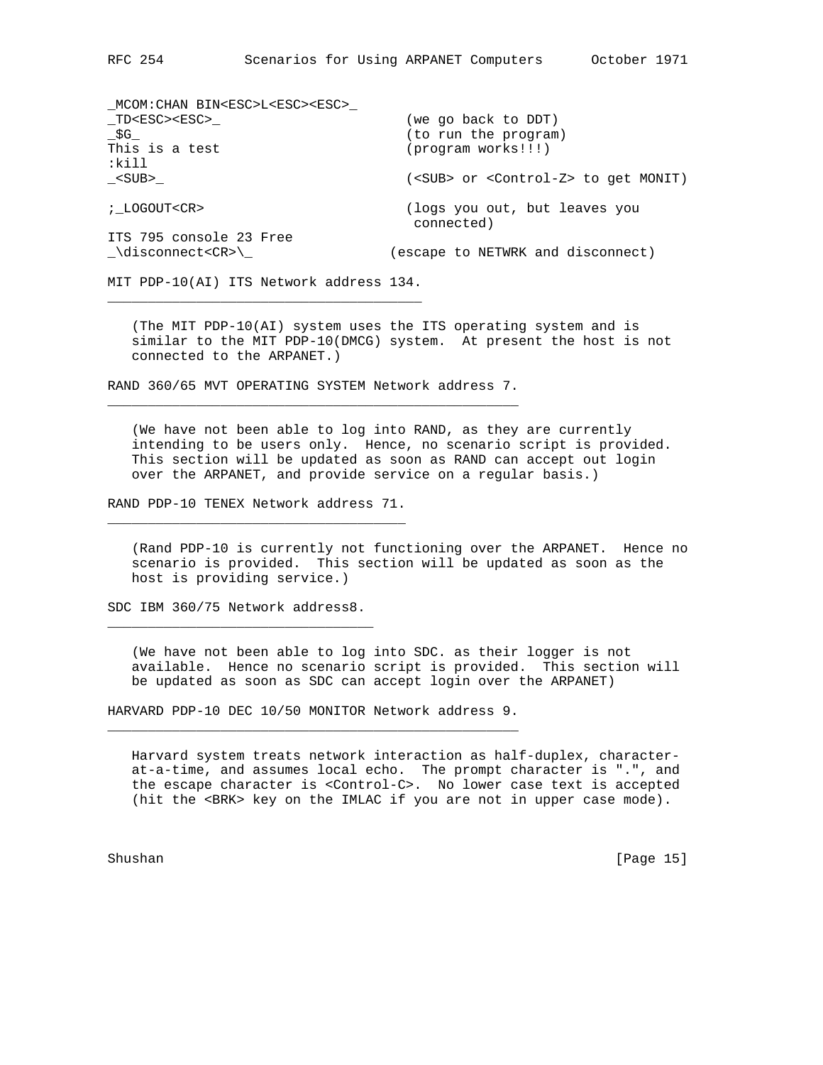```
_MCOM:CHAN BIN<ESC>L<ESC><ESC>_
_TD<ESC><ESC>_                   (we go back to DDT)
_$G_                             (to run the program)
This is a test                   (program works!!!)
:kill
_<SUB>_                          (<SUB> or <Control-Z> to get MONIT)

;_LOGOUT<CR>                     (logs you out, but leaves you
                                  connected)
ITS 795 console 23 Free
_\disconnect<CR>\_              (escape to NETWRK and disconnect)
```

## MIT PDP-10(AI) ITS Network address 134.

(The MIT PDP-10(AI) system uses the ITS operating system and is similar to the MIT PDP-10(DMCG) system. At present the host is not connected to the ARPANET.)

## RAND 360/65 MVT OPERATING SYSTEM Network address 7.

(We have not been able to log into RAND, as they are currently intending to be users only. Hence, no scenario script is provided. This section will be updated as soon as RAND can accept out login over the ARPANET, and provide service on a regular basis.)

## RAND PDP-10 TENEX Network address 71.

(Rand PDP-10 is currently not functioning over the ARPANET. Hence no scenario is provided. This section will be updated as soon as the host is providing service.)

## SDC IBM 360/75 Network address8.

(We have not been able to log into SDC. as their logger is not available. Hence no scenario script is provided. This section will be updated as soon as SDC can accept login over the ARPANET)

## HARVARD PDP-10 DEC 10/50 MONITOR Network address 9.

Harvard system treats network interaction as half-duplex, character-at-a-time, and assumes local echo. The prompt character is ".", and the escape character is <Control-C>. No lower case text is accepted (hit the <BRK> key on the IMLAC if you are not in upper case mode).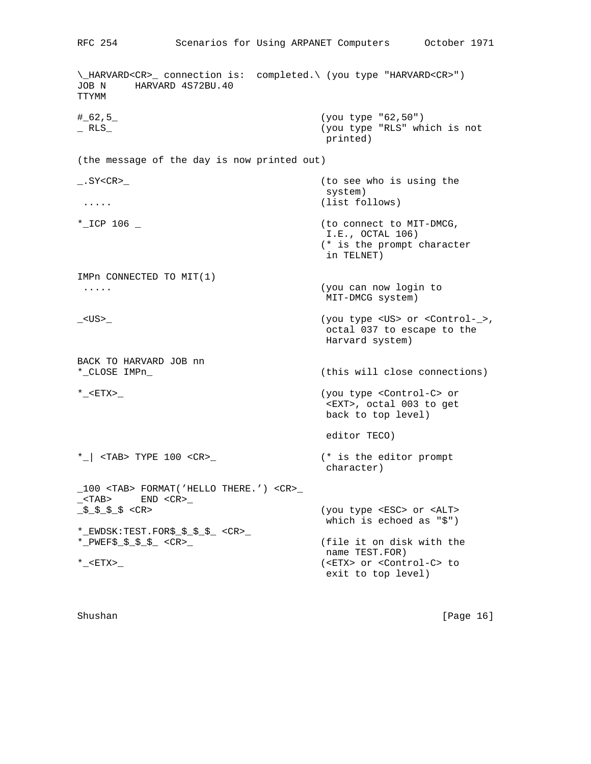```
\_HARVARD<CR>_ connection is:  completed.\ (you type "HARVARD<CR>")
JOB N     HARVARD 4S72BU.40
TTYMM

#_62,5_                               (you type "62,50")
_ RLS_                                (you type "RLS" which is not
                                       printed)

(the message of the day is now printed out)

_.SY<CR>_                             (to see who is using the
                                       system)
 .....                                (list follows)

*_ICP 106 _                           (to connect to MIT-DMCG,
                                       I.E., OCTAL 106)
                                      (* is the prompt character
                                       in TELNET)

IMPn CONNECTED TO MIT(1)
 .....                                (you can now login to
                                       MIT-DMCG system)

_<US>_                                (you type <US> or <Control-_>,
                                       octal 037 to escape to the
                                       Harvard system)

BACK TO HARVARD JOB nn
*_CLOSE IMPn_                         (this will close connections)

*_<ETX>_                              (you type <Control-C> or
                                       <EXT>, octal 003 to get
                                       back to top level)

                                       editor TECO)

*_| <TAB> TYPE 100 <CR>_              (* is the editor prompt
                                       character)

_100 <TAB> FORMAT('HELLO THERE.') <CR>_
_<TAB>     END <CR>_
_$_$_$_$ <CR>                         (you type <ESC> or <ALT>
                                       which is echoed as "$")
*_EWDSK:TEST.FOR$_$_$_$_ <CR>_
*_PWEF$_$_$_$_ <CR>_                  (file it on disk with the
                                       name TEST.FOR)
*_<ETX>_                              (<ETX> or <Control-C> to
                                       exit to top level)
```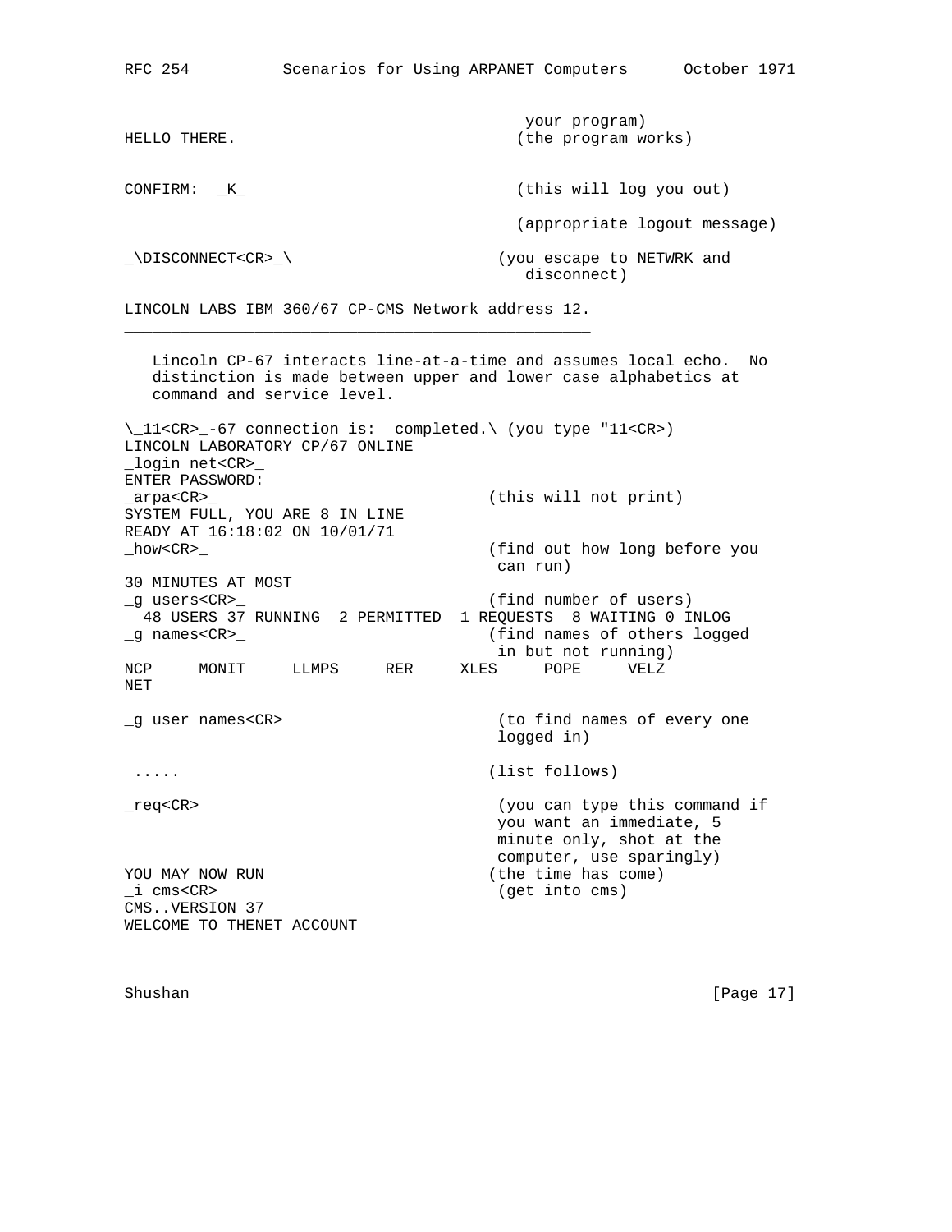```
                                              your program)
HELLO THERE.                                (the program works)


CONFIRM:  _K_                               (this will log you out)

                                            (appropriate logout message)

_\DISCONNECT<CR>_\                          (you escape to NETWRK and
                                              disconnect)
```

LINCOLN LABS IBM 360/67 CP-CMS Network address 12.

Lincoln CP-67 interacts line-at-a-time and assumes local echo. No distinction is made between upper and lower case alphabetics at command and service level.

```
\_11<CR>_-67 connection is:  completed.\ (you type "11<CR>)
LINCOLN LABORATORY CP/67 ONLINE
_login net<CR>_
ENTER PASSWORD:
_arpa<CR>_                                (this will not print)
SYSTEM FULL, YOU ARE 8 IN LINE
READY AT 16:18:02 ON 10/01/71
_how<CR>_                                 (find out how long before you
                                            can run)
30 MINUTES AT MOST
_g users<CR>_                             (find number of users)
  48 USERS 37 RUNNING  2 PERMITTED  1 REQUESTS  8 WAITING 0 INLOG
_g names<CR>_                             (find names of others logged
                                            in but not running)
NCP     MONIT     LLMPS     RER     XLES     POPE     VELZ
NET

_g user names<CR>                          (to find names of every one
                                            logged in)

 .....                                    (list follows)

_req<CR>                                   (you can type this command if
                                            you want an immediate, 5
                                            minute only, shot at the
                                            computer, use sparingly)
YOU MAY NOW RUN                           (the time has come)
_i cms<CR>                                 (get into cms)
CMS..VERSION 37
WELCOME TO THENET ACCOUNT
```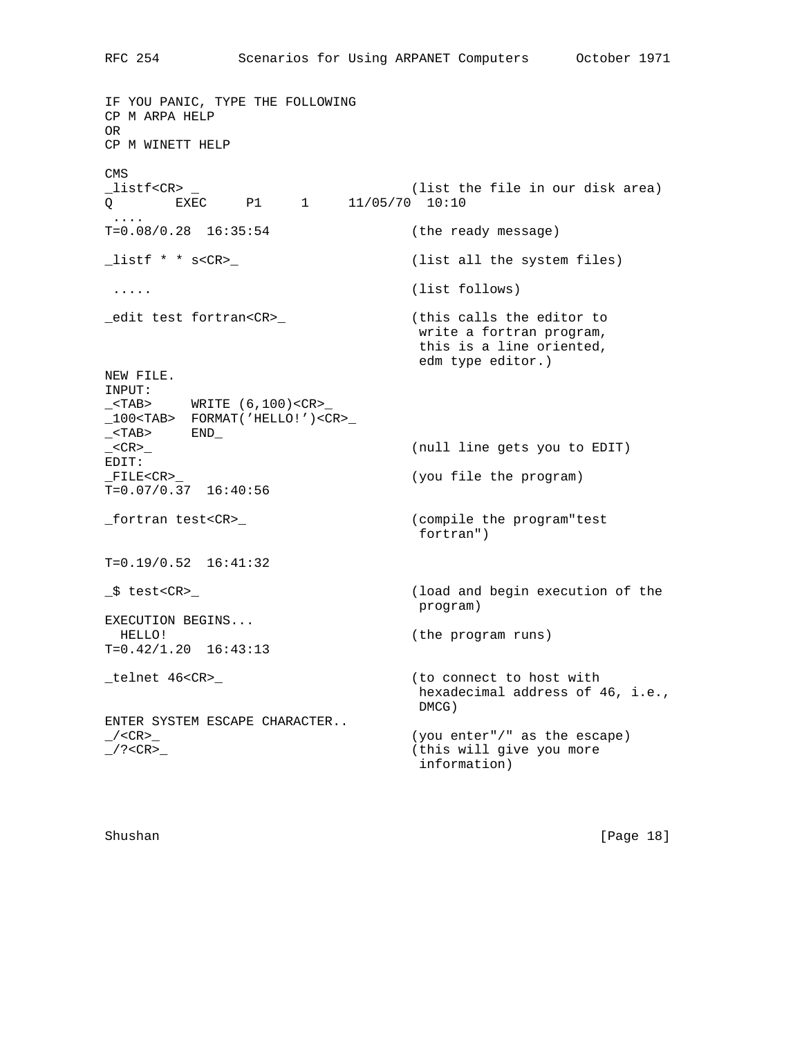```
IF YOU PANIC, TYPE THE FOLLOWING
CP M ARPA HELP
OR
CP M WINETT HELP

CMS
_listf<CR> _                        (list the file in our disk area)
Q        EXEC     P1     1     11/05/70  10:10
 ....
T=0.08/0.28  16:35:54                (the ready message)

_listf * * s<CR>_                    (list all the system files)

 .....                               (list follows)

_edit test fortran<CR>_              (this calls the editor to
                                      write a fortran program,
                                      this is a line oriented,
                                      edm type editor.)
NEW FILE.
INPUT:
_<TAB>     WRITE (6,100)<CR>_
_100<TAB>  FORMAT('HELLO!')<CR>_
_<TAB>     END_
_<CR>_                               (null line gets you to EDIT)
EDIT:
_FILE<CR>_                           (you file the program)
T=0.07/0.37  16:40:56

_fortran test<CR>_                   (compile the program"test
                                      fortran")

T=0.19/0.52  16:41:32

_$ test<CR>_                         (load and begin execution of the
                                      program)
EXECUTION BEGINS...
  HELLO!                             (the program runs)
T=0.42/1.20  16:43:13

_telnet 46<CR>_                      (to connect to host with
                                      hexadecimal address of 46, i.e.,
                                      DMCG)
ENTER SYSTEM ESCAPE CHARACTER..
_/<CR>_                              (you enter"/" as the escape)
_/?<CR>_                             (this will give you more
                                      information)
```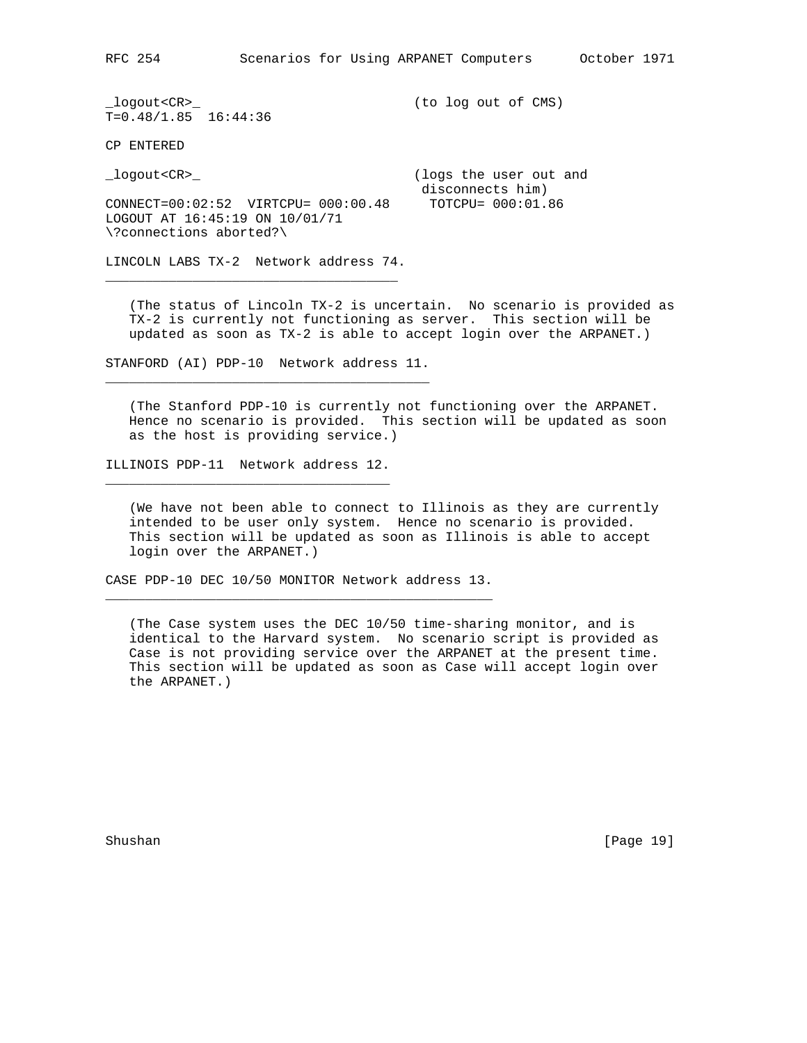```
_logout<CR>_                            (to log out of CMS)
T=0.48/1.85  16:44:36

CP ENTERED

_logout<CR>_                            (logs the user out and
                                         disconnects him)
CONNECT=00:02:52  VIRTCPU= 000:00.48     TOTCPU= 000:01.86
LOGOUT AT 16:45:19 ON 10/01/71
\?connections aborted?\
```

## LINCOLN LABS TX-2  Network address 74.

(The status of Lincoln TX-2 is uncertain.  No scenario is provided as TX-2 is currently not functioning as server.  This section will be updated as soon as TX-2 is able to accept login over the ARPANET.)

## STANFORD (AI) PDP-10  Network address 11.

(The Stanford PDP-10 is currently not functioning over the ARPANET. Hence no scenario is provided.  This section will be updated as soon as the host is providing service.)

## ILLINOIS PDP-11  Network address 12.

(We have not been able to connect to Illinois as they are currently intended to be user only system.  Hence no scenario is provided. This section will be updated as soon as Illinois is able to accept login over the ARPANET.)

## CASE PDP-10 DEC 10/50 MONITOR Network address 13.

(The Case system uses the DEC 10/50 time-sharing monitor, and is identical to the Harvard system.  No scenario script is provided as Case is not providing service over the ARPANET at the present time. This section will be updated as soon as Case will accept login over the ARPANET.)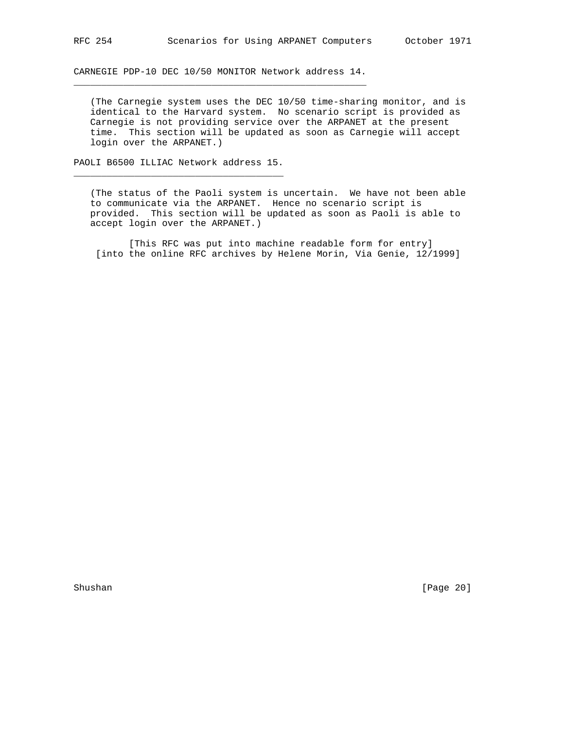## CARNEGIE PDP-10 DEC 10/50 MONITOR Network address 14.

(The Carnegie system uses the DEC 10/50 time-sharing monitor, and is identical to the Harvard system. No scenario script is provided as Carnegie is not providing service over the ARPANET at the present time. This section will be updated as soon as Carnegie will accept login over the ARPANET.)

## PAOLI B6500 ILLIAC Network address 15.

(The status of the Paoli system is uncertain. We have not been able to communicate via the ARPANET. Hence no scenario script is provided. This section will be updated as soon as Paoli is able to accept login over the ARPANET.)

[This RFC was put into machine readable form for entry]
[into the online RFC archives by Helene Morin, Via Genie, 12/1999]